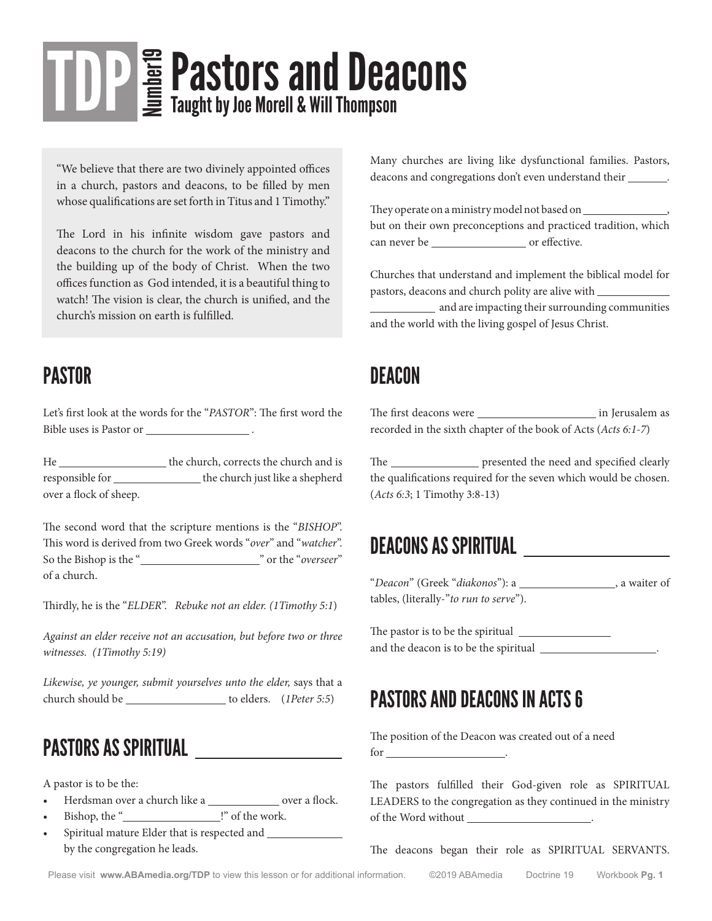# TDP Number19 Pastors and Deacons

## Taught by Joe Morell & Will Thompson

"We believe that there are two divinely appointed offices in a church, pastors and deacons, to be filled by men whose qualifications are set forth in Titus and 1 Timothy."

The Lord in his infinite wisdom gave pastors and deacons to the church for the work of the ministry and the building up of the body of Christ. When the two offices function as God intended, it is a beautiful thing to watch! The vision is clear, the church is unified, and the church's mission on earth is fulfilled.

Many churches are living like dysfunctional families. Pastors, deacons and congregations don't even understand their _______.

They operate on a ministry model not based on _______________, but on their own preconceptions and practiced tradition, which can never be _________________ or effective.

Churches that understand and implement the biblical model for pastors, deacons and church polity are alive with _____________ ____________ and are impacting their surrounding communities and the world with the living gospel of Jesus Christ.

## PASTOR

Let's first look at the words for the "*PASTOR*": The first word the Bible uses is Pastor or __________________ .

He ___________________ the church, corrects the church and is responsible for ________________ the church just like a shepherd over a flock of sheep.

The second word that the scripture mentions is the "*BISHOP*". This word is derived from two Greek words "*over*" and "*watcher*". So the Bishop is the "_____________________" or the "*overseer*" of a church.

Thirdly, he is the "*ELDER*". *Rebuke not an elder. (1Timothy 5:1*)

*Against an elder receive not an accusation, but before two or three witnesses. (1Timothy 5:19)*

*Likewise, ye younger, submit yourselves unto the elder,* says that a church should be __________________ to elders. (*1Peter 5:5*)

## PASTORS AS SPIRITUAL ___________________

A pastor is to be the:

- Herdsman over a church like a _____________ over a flock.
- Bishop, the "_________________!" of the work.
- Spiritual mature Elder that is respected and _____________ by the congregation he leads.

## DEACON

The first deacons were _____________________ in Jerusalem as recorded in the sixth chapter of the book of Acts (*Acts 6:1-7*)

The ________________ presented the need and specified clearly the qualifications required for the seven which would be chosen. (*Acts 6:3*; 1 Timothy 3:8-13)

## DEACONS AS SPIRITUAL ___________________

"*Deacon*" (Greek "*diakonos*"): a _________________, a waiter of tables, (literally-"*to run to serve*").

The pastor is to be the spiritual ________________ and the deacon is to be the spiritual _____________________.

## PASTORS AND DEACONS IN ACTS 6

The position of the Deacon was created out of a need for _____________________.

The pastors fulfilled their God-given role as SPIRITUAL LEADERS to the congregation as they continued in the ministry of the Word without ______________________.

The deacons began their role as SPIRITUAL SERVANTS.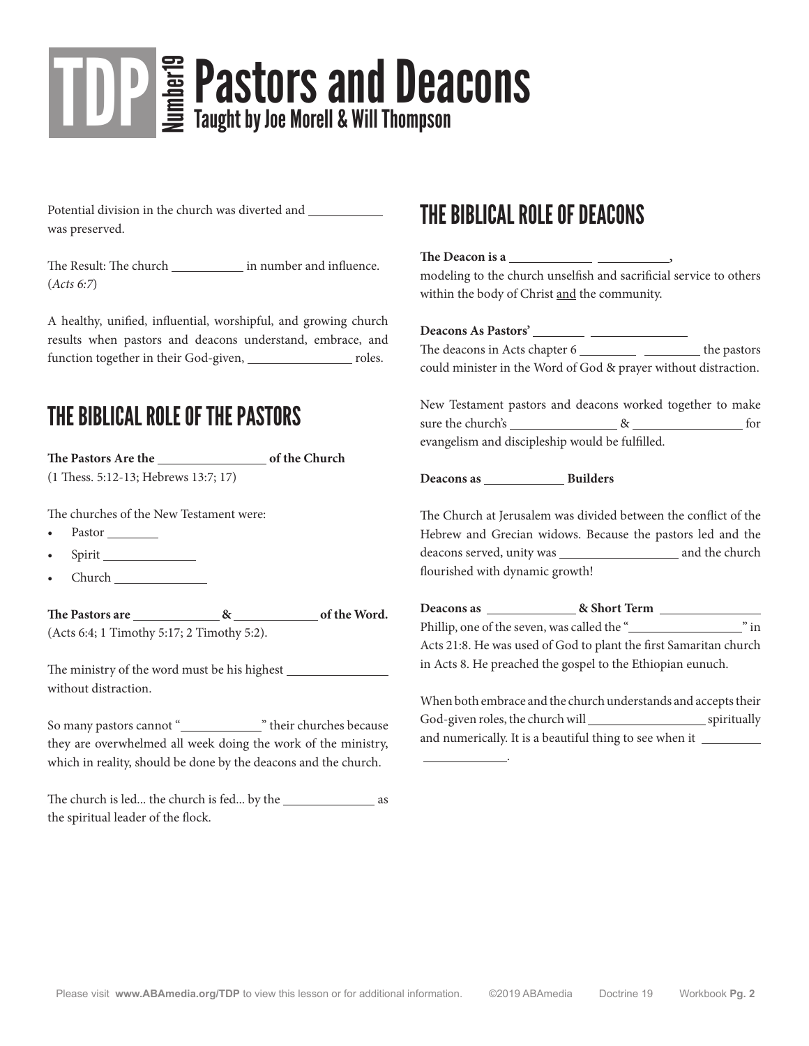# TDP Number19 Pastors and Deacons

**Taught by Joe Morell & Will Thompson**

Potential division in the church was diverted and __________ was preserved.

The Result: The church __________ in number and influence. (*Acts 6:7*)

A healthy, unified, influential, worshipful, and growing church results when pastors and deacons understand, embrace, and function together in their God-given, ______________ roles.

## THE BIBLICAL ROLE OF THE PASTORS

**The Pastors Are the ______________ of the Church**
(1 Thess. 5:12-13; Hebrews 13:7; 17)

The churches of the New Testament were:

- Pastor ________
- Spirit ____________
- Church ____________

**The Pastors are ____________ & ____________ of the Word.**
(Acts 6:4; 1 Timothy 5:17; 2 Timothy 5:2).

The ministry of the word must be his highest ______________ without distraction.

So many pastors cannot "____________" their churches because they are overwhelmed all week doing the work of the ministry, which in reality, should be done by the deacons and the church.

The church is led... the church is fed... by the ____________ as the spiritual leader of the flock.

## THE BIBLICAL ROLE OF DEACONS

**The Deacon is a ____________ __________,**
modeling to the church unselfish and sacrificial service to others within the body of Christ and the community.

**Deacons As Pastors' ________ ______________**
The deacons in Acts chapter 6 ________ ________ the pastors could minister in the Word of God & prayer without distraction.

New Testament pastors and deacons worked together to make sure the church's ______________ & ______________ for evangelism and discipleship would be fulfilled.

**Deacons as ____________ Builders**

The Church at Jerusalem was divided between the conflict of the Hebrew and Grecian widows. Because the pastors led and the deacons served, unity was ________________ and the church flourished with dynamic growth!

**Deacons as ______________ & Short Term ______________**
Phillip, one of the seven, was called the "________________" in Acts 21:8. He was used of God to plant the first Samaritan church in Acts 8. He preached the gospel to the Ethiopian eunuch.

When both embrace and the church understands and accepts their God-given roles, the church will ________________ spiritually and numerically. It is a beautiful thing to see when it __________ ____________.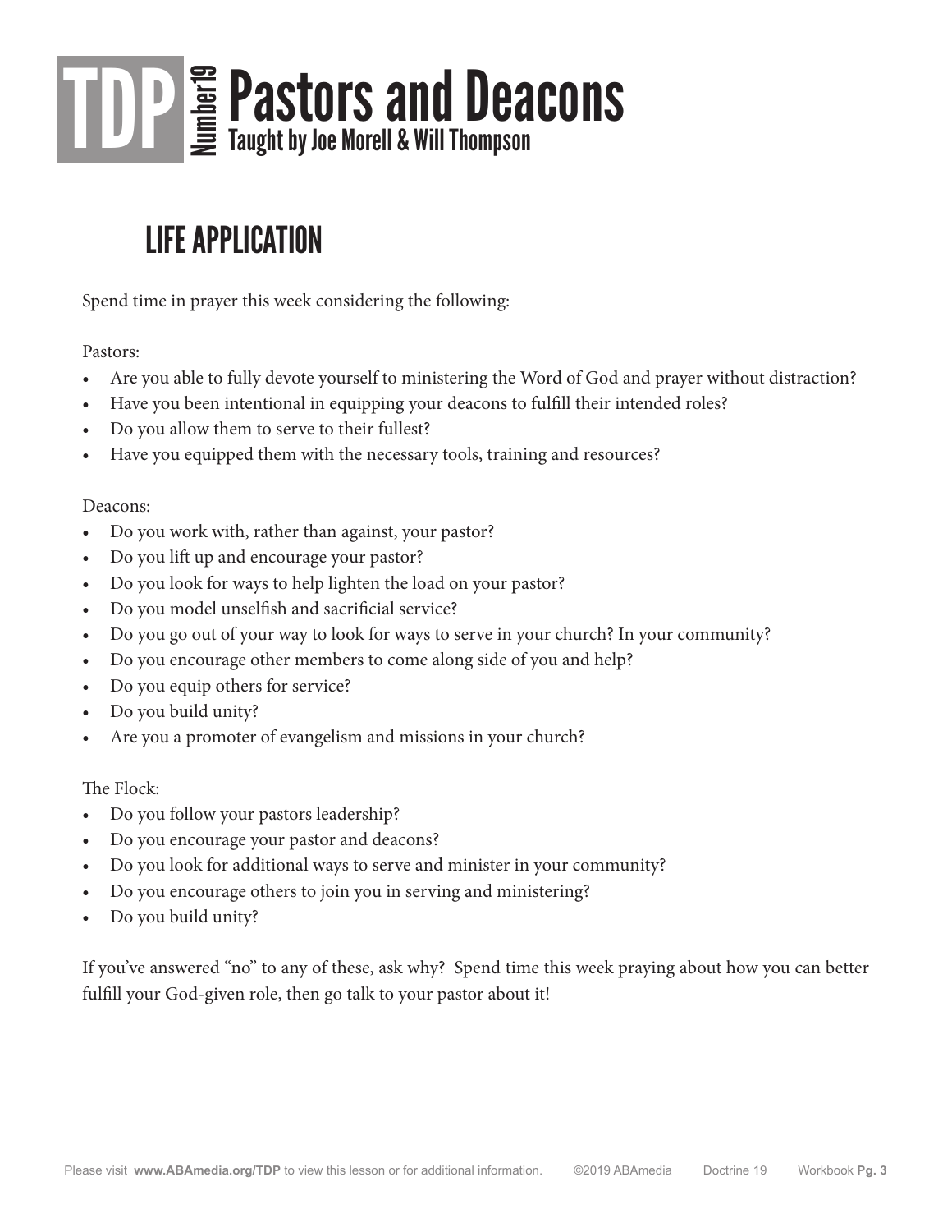# TDP Number19 Pastors and Deacons

### Taught by Joe Morell & Will Thompson

## LIFE APPLICATION

Spend time in prayer this week considering the following:

Pastors:

- Are you able to fully devote yourself to ministering the Word of God and prayer without distraction?
- Have you been intentional in equipping your deacons to fulfill their intended roles?
- Do you allow them to serve to their fullest?
- Have you equipped them with the necessary tools, training and resources?

Deacons:

- Do you work with, rather than against, your pastor?
- Do you lift up and encourage your pastor?
- Do you look for ways to help lighten the load on your pastor?
- Do you model unselfish and sacrificial service?
- Do you go out of your way to look for ways to serve in your church? In your community?
- Do you encourage other members to come along side of you and help?
- Do you equip others for service?
- Do you build unity?
- Are you a promoter of evangelism and missions in your church?

The Flock:

- Do you follow your pastors leadership?
- Do you encourage your pastor and deacons?
- Do you look for additional ways to serve and minister in your community?
- Do you encourage others to join you in serving and ministering?
- Do you build unity?

If you've answered "no" to any of these, ask why? Spend time this week praying about how you can better fulfill your God-given role, then go talk to your pastor about it!